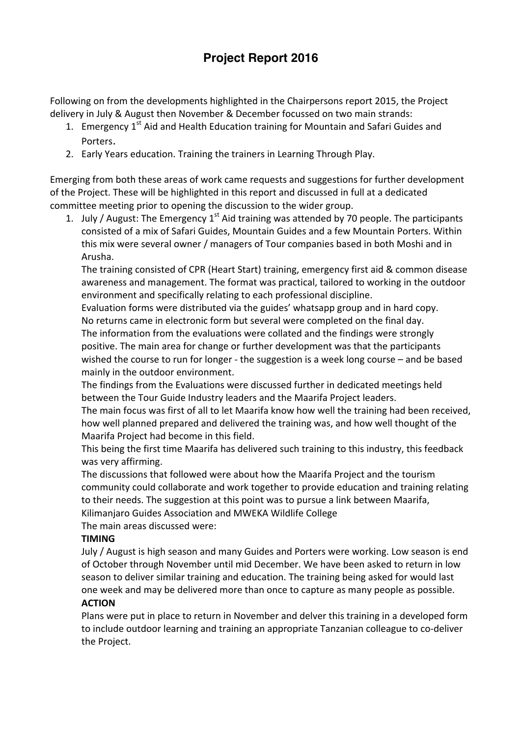# Project Report 2016

Following on from the developments highlighted in the Chairpersons report 2015, the Project delivery in July & August then November & December focussed on two main strands:

1. Emergency 1st Aid and Health Education training for Mountain and Safari Guides and Porters.
2. Early Years education. Training the trainers in Learning Through Play.

Emerging from both these areas of work came requests and suggestions for further development of the Project. These will be highlighted in this report and discussed in full at a dedicated committee meeting prior to opening the discussion to the wider group.

1. July / August: The Emergency 1st Aid training was attended by 70 people. The participants consisted of a mix of Safari Guides, Mountain Guides and a few Mountain Porters. Within this mix were several owner / managers of Tour companies based in both Moshi and in Arusha.

   The training consisted of CPR (Heart Start) training, emergency first aid & common disease awareness and management. The format was practical, tailored to working in the outdoor environment and specifically relating to each professional discipline.

   Evaluation forms were distributed via the guides' whatsapp group and in hard copy.
   No returns came in electronic form but several were completed on the final day.
   The information from the evaluations were collated and the findings were strongly positive. The main area for change or further development was that the participants wished the course to run for longer - the suggestion is a week long course – and be based mainly in the outdoor environment.

   The findings from the Evaluations were discussed further in dedicated meetings held between the Tour Guide Industry leaders and the Maarifa Project leaders.
   The main focus was first of all to let Maarifa know how well the training had been received, how well planned prepared and delivered the training was, and how well thought of the Maarifa Project had become in this field.
   This being the first time Maarifa has delivered such training to this industry, this feedback was very affirming.

   The discussions that followed were about how the Maarifa Project and the tourism community could collaborate and work together to provide education and training relating to their needs. The suggestion at this point was to pursue a link between Maarifa, Kilimanjaro Guides Association and MWEKA Wildlife College
   The main areas discussed were:

   **TIMING**
   July / August is high season and many Guides and Porters were working. Low season is end of October through November until mid December. We have been asked to return in low season to deliver similar training and education. The training being asked for would last one week and may be delivered more than once to capture as many people as possible.

   **ACTION**
   Plans were put in place to return in November and delver this training in a developed form to include outdoor learning and training an appropriate Tanzanian colleague to co-deliver the Project.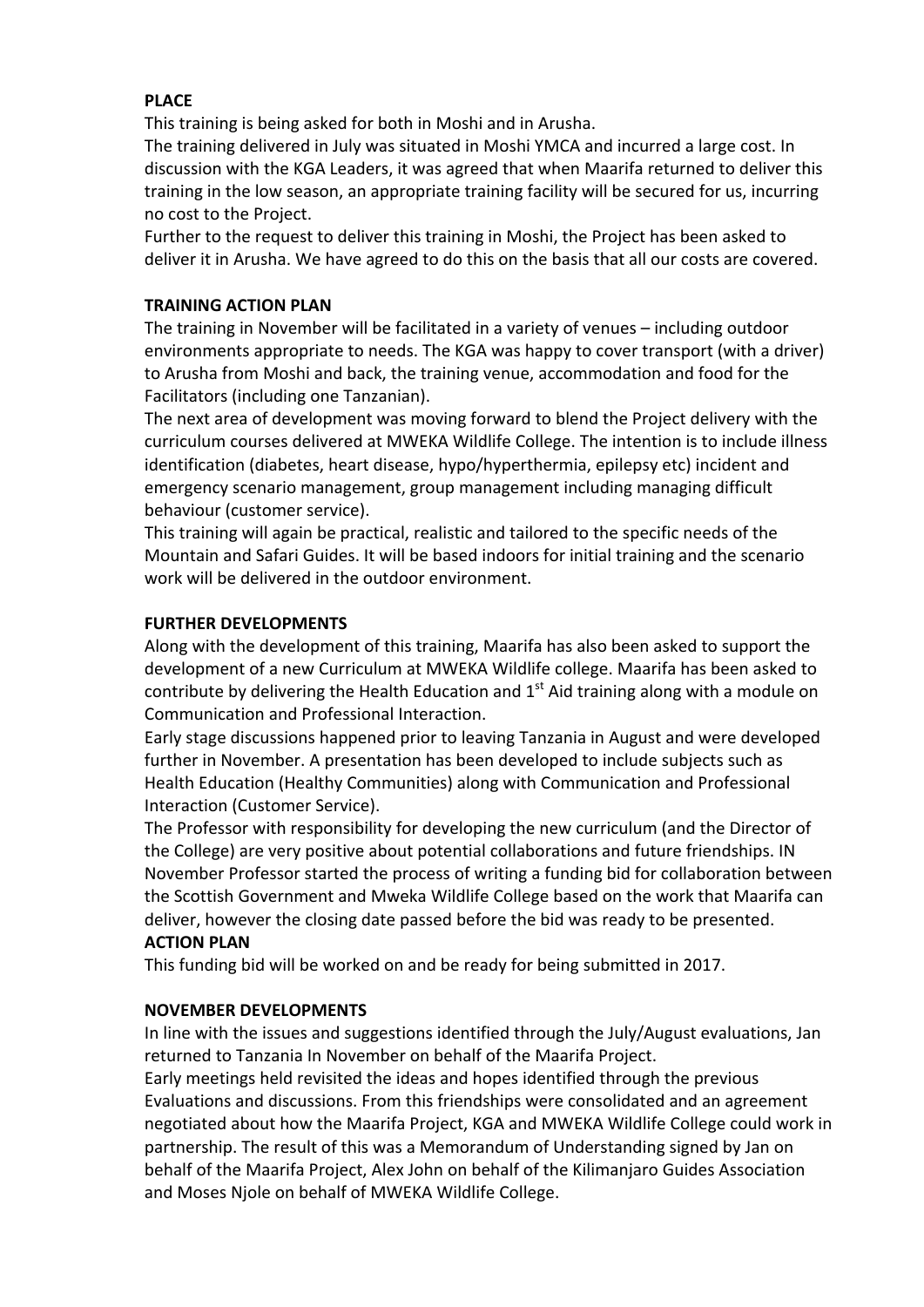**PLACE**

This training is being asked for both in Moshi and in Arusha.

The training delivered in July was situated in Moshi YMCA and incurred a large cost. In discussion with the KGA Leaders, it was agreed that when Maarifa returned to deliver this training in the low season, an appropriate training facility will be secured for us, incurring no cost to the Project.

Further to the request to deliver this training in Moshi, the Project has been asked to deliver it in Arusha. We have agreed to do this on the basis that all our costs are covered.

**TRAINING ACTION PLAN**

The training in November will be facilitated in a variety of venues – including outdoor environments appropriate to needs. The KGA was happy to cover transport (with a driver) to Arusha from Moshi and back, the training venue, accommodation and food for the Facilitators (including one Tanzanian).

The next area of development was moving forward to blend the Project delivery with the curriculum courses delivered at MWEKA Wildlife College. The intention is to include illness identification (diabetes, heart disease, hypo/hyperthermia, epilepsy etc) incident and emergency scenario management, group management including managing difficult behaviour (customer service).

This training will again be practical, realistic and tailored to the specific needs of the Mountain and Safari Guides. It will be based indoors for initial training and the scenario work will be delivered in the outdoor environment.

**FURTHER DEVELOPMENTS**

Along with the development of this training, Maarifa has also been asked to support the development of a new Curriculum at MWEKA Wildlife college. Maarifa has been asked to contribute by delivering the Health Education and 1st Aid training along with a module on Communication and Professional Interaction.

Early stage discussions happened prior to leaving Tanzania in August and were developed further in November. A presentation has been developed to include subjects such as Health Education (Healthy Communities) along with Communication and Professional Interaction (Customer Service).

The Professor with responsibility for developing the new curriculum (and the Director of the College) are very positive about potential collaborations and future friendships. IN November Professor started the process of writing a funding bid for collaboration between the Scottish Government and Mweka Wildlife College based on the work that Maarifa can deliver, however the closing date passed before the bid was ready to be presented.

**ACTION PLAN**

This funding bid will be worked on and be ready for being submitted in 2017.

**NOVEMBER DEVELOPMENTS**

In line with the issues and suggestions identified through the July/August evaluations, Jan returned to Tanzania In November on behalf of the Maarifa Project.

Early meetings held revisited the ideas and hopes identified through the previous Evaluations and discussions. From this friendships were consolidated and an agreement negotiated about how the Maarifa Project, KGA and MWEKA Wildlife College could work in partnership. The result of this was a Memorandum of Understanding signed by Jan on behalf of the Maarifa Project, Alex John on behalf of the Kilimanjaro Guides Association and Moses Njole on behalf of MWEKA Wildlife College.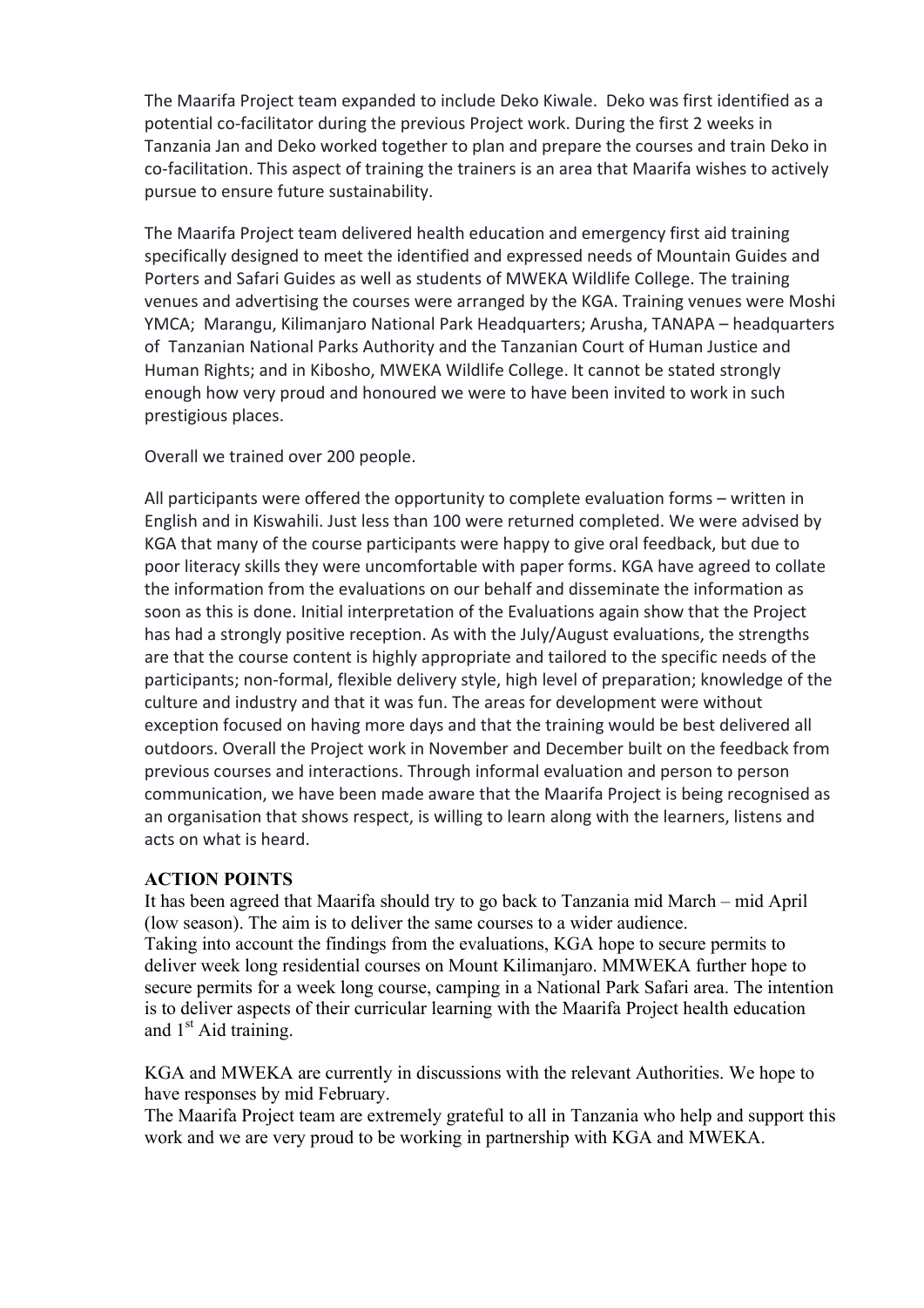The Maarifa Project team expanded to include Deko Kiwale. Deko was first identified as a potential co-facilitator during the previous Project work. During the first 2 weeks in Tanzania Jan and Deko worked together to plan and prepare the courses and train Deko in co-facilitation. This aspect of training the trainers is an area that Maarifa wishes to actively pursue to ensure future sustainability.

The Maarifa Project team delivered health education and emergency first aid training specifically designed to meet the identified and expressed needs of Mountain Guides and Porters and Safari Guides as well as students of MWEKA Wildlife College. The training venues and advertising the courses were arranged by the KGA. Training venues were Moshi YMCA; Marangu, Kilimanjaro National Park Headquarters; Arusha, TANAPA – headquarters of Tanzanian National Parks Authority and the Tanzanian Court of Human Justice and Human Rights; and in Kibosho, MWEKA Wildlife College. It cannot be stated strongly enough how very proud and honoured we were to have been invited to work in such prestigious places.

Overall we trained over 200 people.

All participants were offered the opportunity to complete evaluation forms – written in English and in Kiswahili. Just less than 100 were returned completed. We were advised by KGA that many of the course participants were happy to give oral feedback, but due to poor literacy skills they were uncomfortable with paper forms. KGA have agreed to collate the information from the evaluations on our behalf and disseminate the information as soon as this is done. Initial interpretation of the Evaluations again show that the Project has had a strongly positive reception. As with the July/August evaluations, the strengths are that the course content is highly appropriate and tailored to the specific needs of the participants; non-formal, flexible delivery style, high level of preparation; knowledge of the culture and industry and that it was fun. The areas for development were without exception focused on having more days and that the training would be best delivered all outdoors. Overall the Project work in November and December built on the feedback from previous courses and interactions. Through informal evaluation and person to person communication, we have been made aware that the Maarifa Project is being recognised as an organisation that shows respect, is willing to learn along with the learners, listens and acts on what is heard.

**ACTION POINTS**

It has been agreed that Maarifa should try to go back to Tanzania mid March – mid April (low season). The aim is to deliver the same courses to a wider audience.
Taking into account the findings from the evaluations, KGA hope to secure permits to deliver week long residential courses on Mount Kilimanjaro. MMWEKA further hope to secure permits for a week long course, camping in a National Park Safari area. The intention is to deliver aspects of their curricular learning with the Maarifa Project health education and 1st Aid training.

KGA and MWEKA are currently in discussions with the relevant Authorities. We hope to have responses by mid February.
The Maarifa Project team are extremely grateful to all in Tanzania who help and support this work and we are very proud to be working in partnership with KGA and MWEKA.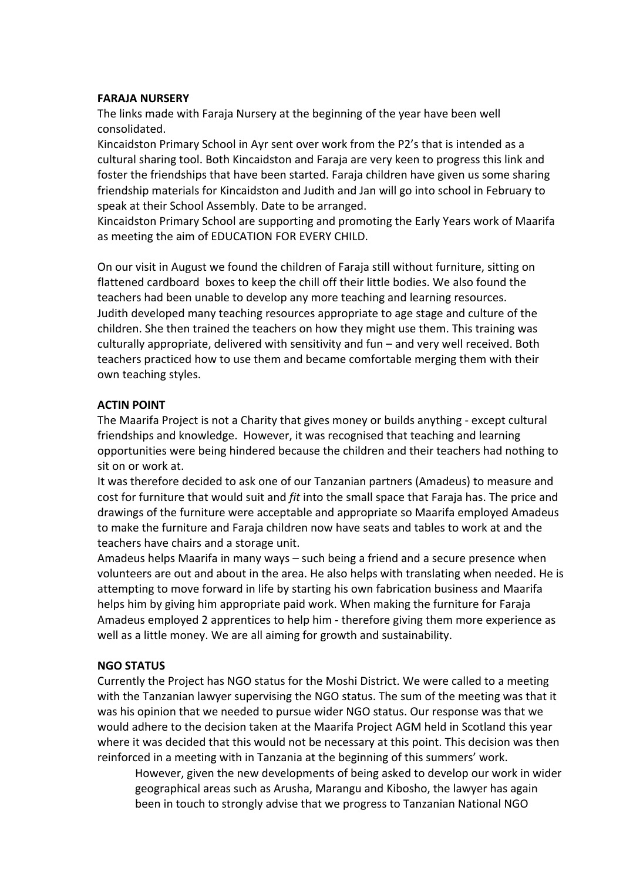**FARAJA NURSERY**

The links made with Faraja Nursery at the beginning of the year have been well consolidated.

Kincaidston Primary School in Ayr sent over work from the P2's that is intended as a cultural sharing tool. Both Kincaidston and Faraja are very keen to progress this link and foster the friendships that have been started. Faraja children have given us some sharing friendship materials for Kincaidston and Judith and Jan will go into school in February to speak at their School Assembly. Date to be arranged.

Kincaidston Primary School are supporting and promoting the Early Years work of Maarifa as meeting the aim of EDUCATION FOR EVERY CHILD.

On our visit in August we found the children of Faraja still without furniture, sitting on flattened cardboard boxes to keep the chill off their little bodies. We also found the teachers had been unable to develop any more teaching and learning resources.

Judith developed many teaching resources appropriate to age stage and culture of the children. She then trained the teachers on how they might use them. This training was culturally appropriate, delivered with sensitivity and fun – and very well received. Both teachers practiced how to use them and became comfortable merging them with their own teaching styles.

**ACTIN POINT**

The Maarifa Project is not a Charity that gives money or builds anything - except cultural friendships and knowledge. However, it was recognised that teaching and learning opportunities were being hindered because the children and their teachers had nothing to sit on or work at.

It was therefore decided to ask one of our Tanzanian partners (Amadeus) to measure and cost for furniture that would suit and *fit* into the small space that Faraja has. The price and drawings of the furniture were acceptable and appropriate so Maarifa employed Amadeus to make the furniture and Faraja children now have seats and tables to work at and the teachers have chairs and a storage unit.

Amadeus helps Maarifa in many ways – such being a friend and a secure presence when volunteers are out and about in the area. He also helps with translating when needed. He is attempting to move forward in life by starting his own fabrication business and Maarifa helps him by giving him appropriate paid work. When making the furniture for Faraja Amadeus employed 2 apprentices to help him - therefore giving them more experience as well as a little money. We are all aiming for growth and sustainability.

**NGO STATUS**

Currently the Project has NGO status for the Moshi District. We were called to a meeting with the Tanzanian lawyer supervising the NGO status. The sum of the meeting was that it was his opinion that we needed to pursue wider NGO status. Our response was that we would adhere to the decision taken at the Maarifa Project AGM held in Scotland this year where it was decided that this would not be necessary at this point. This decision was then reinforced in a meeting with in Tanzania at the beginning of this summers' work.

> However, given the new developments of being asked to develop our work in wider geographical areas such as Arusha, Marangu and Kibosho, the lawyer has again been in touch to strongly advise that we progress to Tanzanian National NGO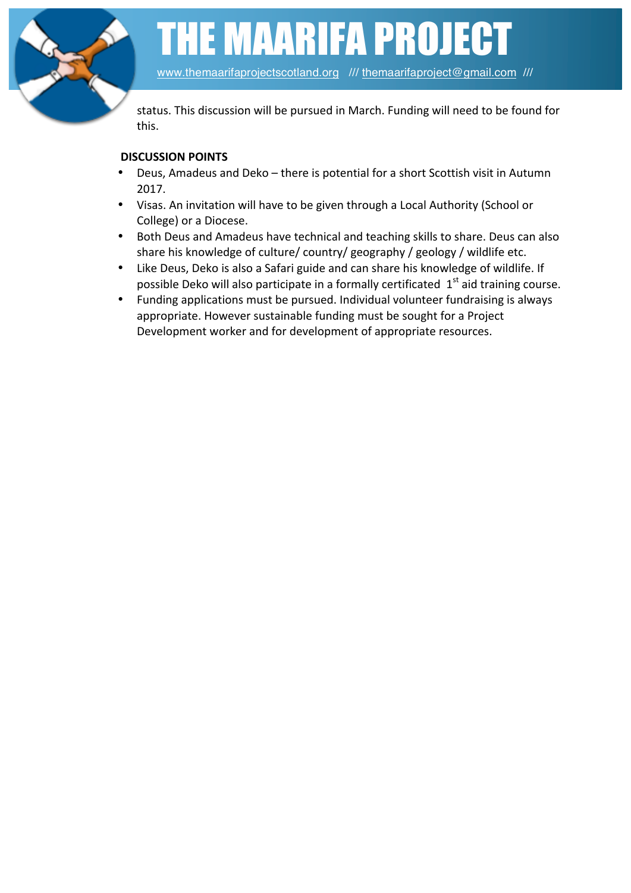status. This discussion will be pursued in March. Funding will need to be found for this.

**DISCUSSION POINTS**

- Deus, Amadeus and Deko – there is potential for a short Scottish visit in Autumn 2017.
- Visas. An invitation will have to be given through a Local Authority (School or College) or a Diocese.
- Both Deus and Amadeus have technical and teaching skills to share. Deus can also share his knowledge of culture/ country/ geography / geology / wildlife etc.
- Like Deus, Deko is also a Safari guide and can share his knowledge of wildlife. If possible Deko will also participate in a formally certificated 1st aid training course.
- Funding applications must be pursued. Individual volunteer fundraising is always appropriate. However sustainable funding must be sought for a Project Development worker and for development of appropriate resources.